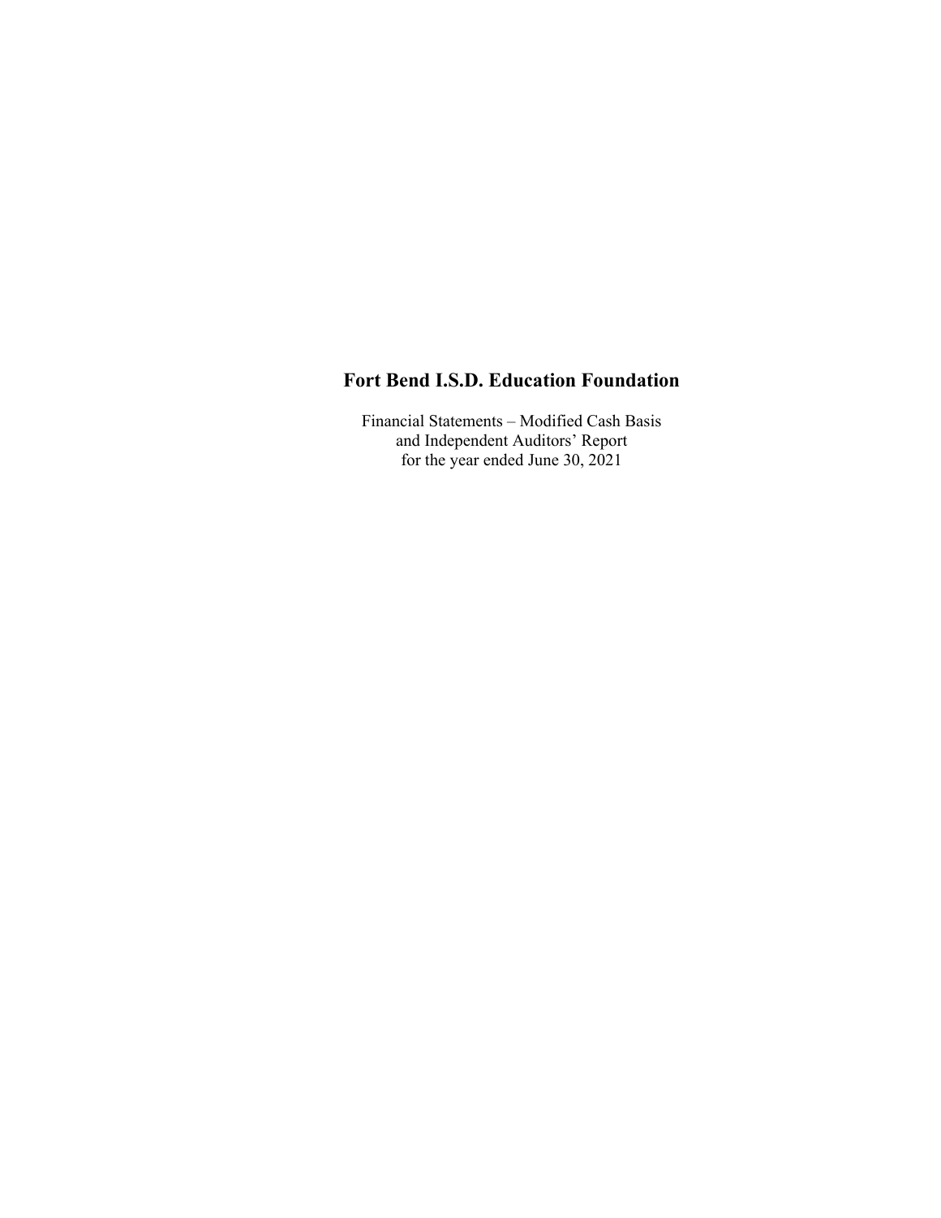# Fort Bend I.S.D. Education Foundation

Financial Statements – Modified Cash Basis
and Independent Auditors' Report
for the year ended June 30, 2021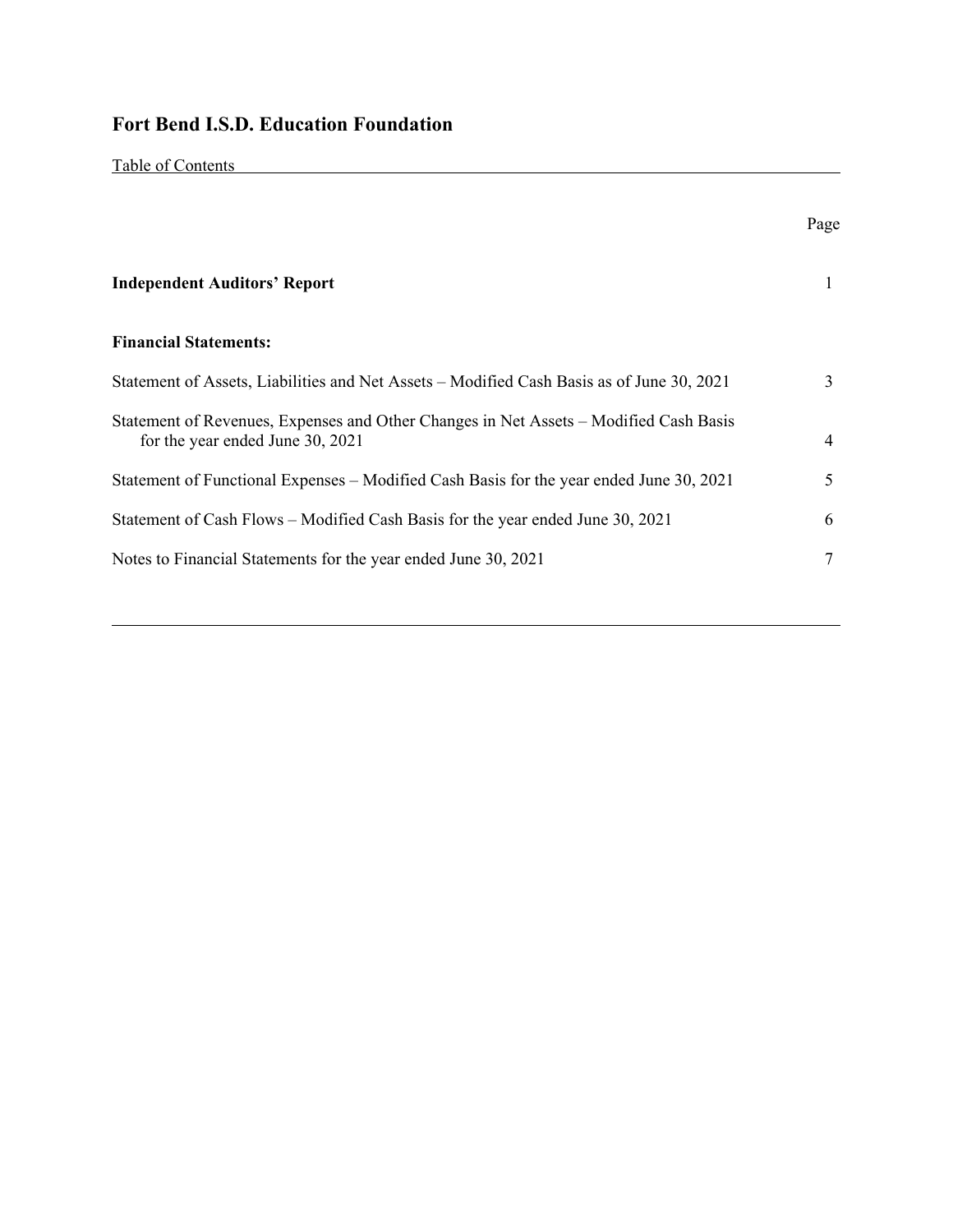# Fort Bend I.S.D. Education Foundation

Table of Contents

| | Page |
|---|---|
| **Independent Auditors' Report** | 1 |
| **Financial Statements:** | |
| Statement of Assets, Liabilities and Net Assets – Modified Cash Basis as of June 30, 2021 | 3 |
| Statement of Revenues, Expenses and Other Changes in Net Assets – Modified Cash Basis for the year ended June 30, 2021 | 4 |
| Statement of Functional Expenses – Modified Cash Basis for the year ended June 30, 2021 | 5 |
| Statement of Cash Flows – Modified Cash Basis for the year ended June 30, 2021 | 6 |
| Notes to Financial Statements for the year ended June 30, 2021 | 7 |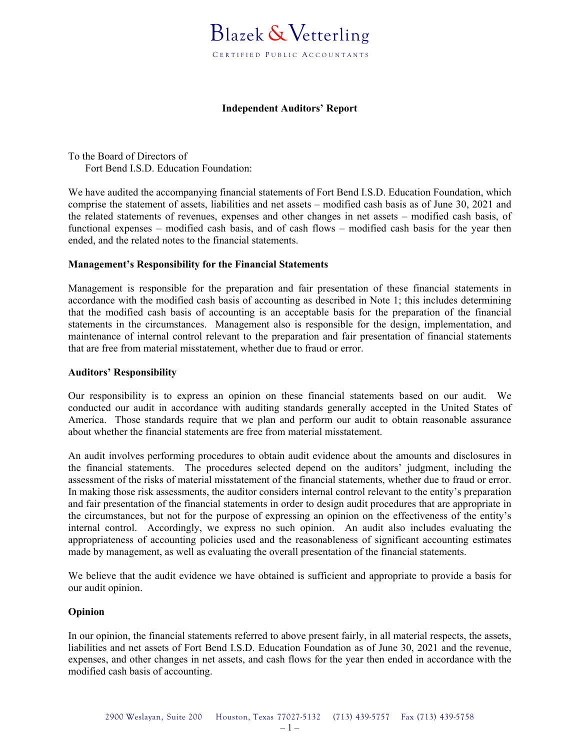Blazek & Vetterling

CERTIFIED PUBLIC ACCOUNTANTS

# Independent Auditors' Report

To the Board of Directors of
Fort Bend I.S.D. Education Foundation:

We have audited the accompanying financial statements of Fort Bend I.S.D. Education Foundation, which comprise the statement of assets, liabilities and net assets – modified cash basis as of June 30, 2021 and the related statements of revenues, expenses and other changes in net assets – modified cash basis, of functional expenses – modified cash basis, and of cash flows – modified cash basis for the year then ended, and the related notes to the financial statements.

## Management's Responsibility for the Financial Statements

Management is responsible for the preparation and fair presentation of these financial statements in accordance with the modified cash basis of accounting as described in Note 1; this includes determining that the modified cash basis of accounting is an acceptable basis for the preparation of the financial statements in the circumstances. Management also is responsible for the design, implementation, and maintenance of internal control relevant to the preparation and fair presentation of financial statements that are free from material misstatement, whether due to fraud or error.

## Auditors' Responsibility

Our responsibility is to express an opinion on these financial statements based on our audit. We conducted our audit in accordance with auditing standards generally accepted in the United States of America. Those standards require that we plan and perform our audit to obtain reasonable assurance about whether the financial statements are free from material misstatement.

An audit involves performing procedures to obtain audit evidence about the amounts and disclosures in the financial statements. The procedures selected depend on the auditors' judgment, including the assessment of the risks of material misstatement of the financial statements, whether due to fraud or error. In making those risk assessments, the auditor considers internal control relevant to the entity's preparation and fair presentation of the financial statements in order to design audit procedures that are appropriate in the circumstances, but not for the purpose of expressing an opinion on the effectiveness of the entity's internal control. Accordingly, we express no such opinion. An audit also includes evaluating the appropriateness of accounting policies used and the reasonableness of significant accounting estimates made by management, as well as evaluating the overall presentation of the financial statements.

We believe that the audit evidence we have obtained is sufficient and appropriate to provide a basis for our audit opinion.

## Opinion

In our opinion, the financial statements referred to above present fairly, in all material respects, the assets, liabilities and net assets of Fort Bend I.S.D. Education Foundation as of June 30, 2021 and the revenue, expenses, and other changes in net assets, and cash flows for the year then ended in accordance with the modified cash basis of accounting.

2900 Weslayan, Suite 200 Houston, Texas 77027-5132 (713) 439-5757 Fax (713) 439-5758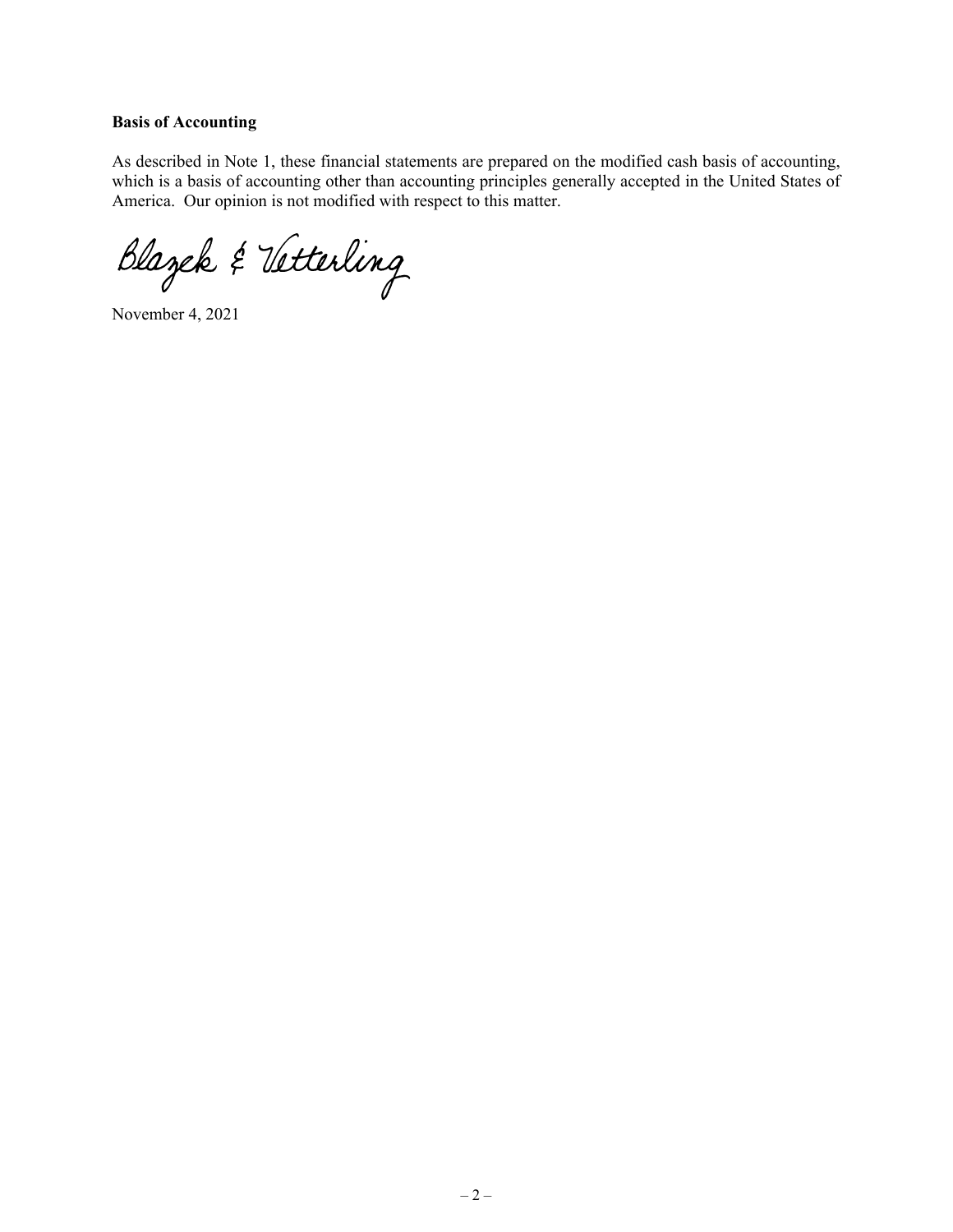**Basis of Accounting**

As described in Note 1, these financial statements are prepared on the modified cash basis of accounting, which is a basis of accounting other than accounting principles generally accepted in the United States of America. Our opinion is not modified with respect to this matter.

Blazek & Vetterling

November 4, 2021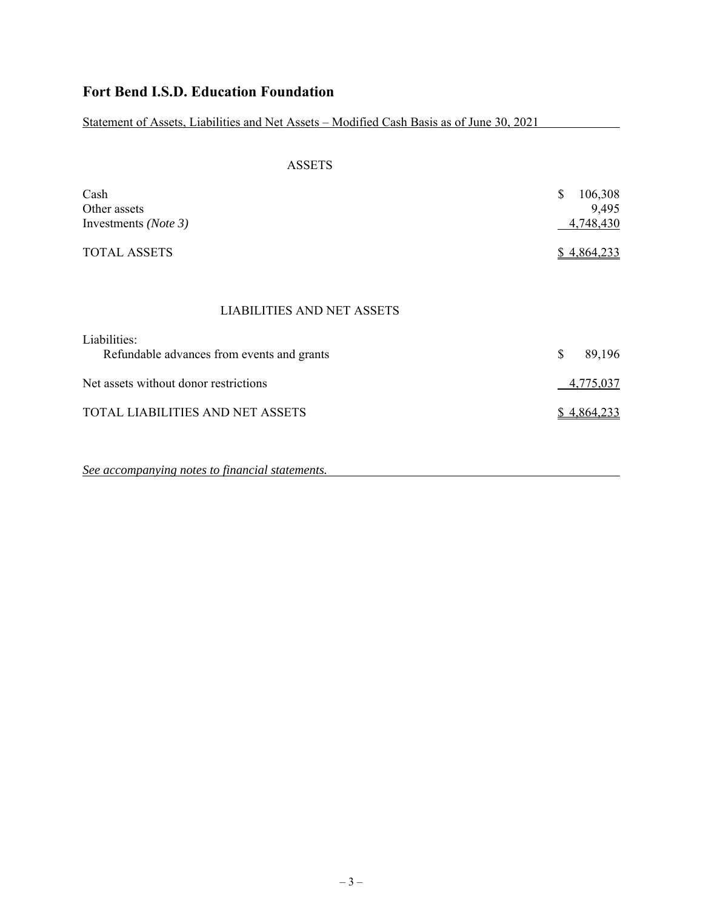# Fort Bend I.S.D. Education Foundation

Statement of Assets, Liabilities and Net Assets – Modified Cash Basis as of June 30, 2021

## ASSETS

| | |
|---|---|
| Cash | $ 106,308 |
| Other assets | 9,495 |
| Investments *(Note 3)* | 4,748,430 |
| TOTAL ASSETS | $ 4,864,233 |

## LIABILITIES AND NET ASSETS

| | |
|---|---|
| Liabilities: | |
| Refundable advances from events and grants | $ 89,196 |
| Net assets without donor restrictions | 4,775,037 |
| TOTAL LIABILITIES AND NET ASSETS | $ 4,864,233 |

*See accompanying notes to financial statements.*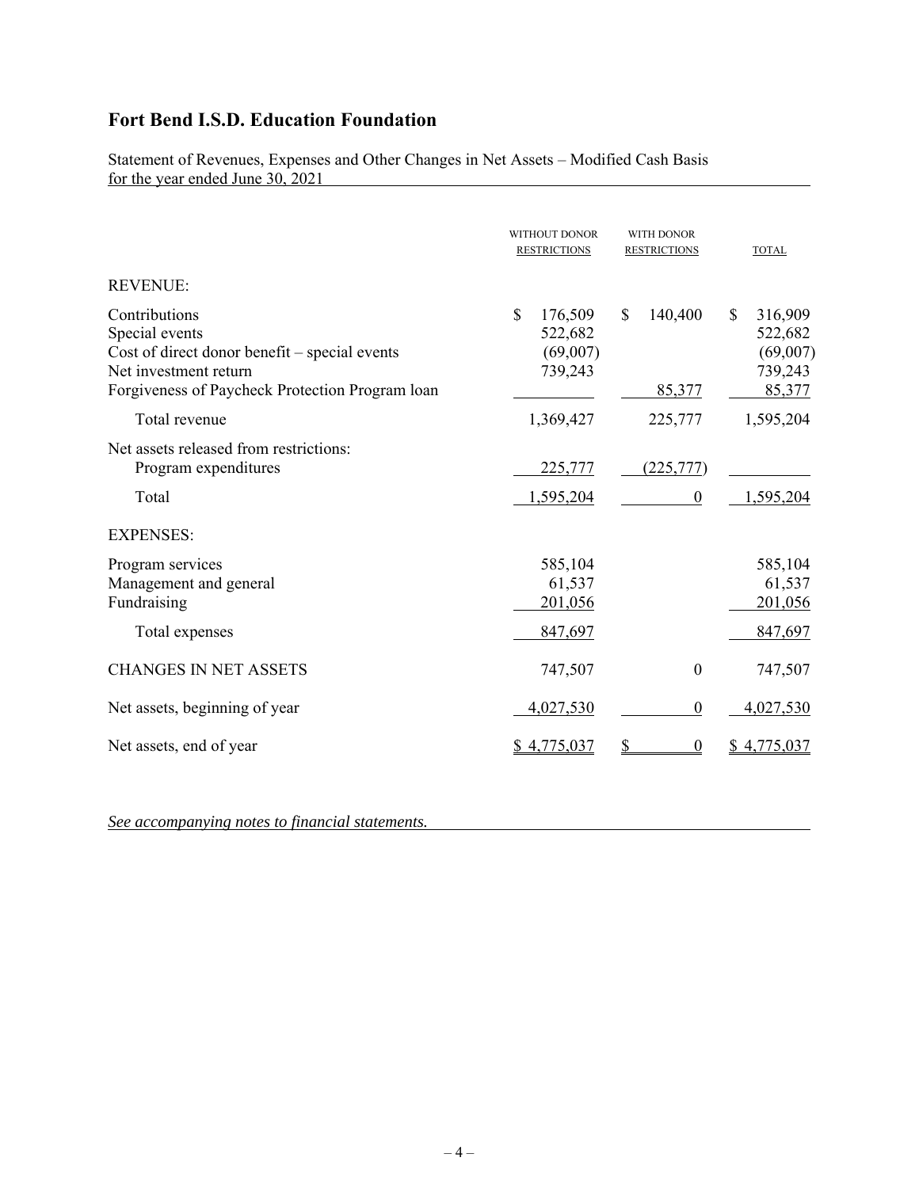# Fort Bend I.S.D. Education Foundation

Statement of Revenues, Expenses and Other Changes in Net Assets – Modified Cash Basis
for the year ended June 30, 2021

| | WITHOUT DONOR RESTRICTIONS | WITH DONOR RESTRICTIONS | TOTAL |
|---|---|---|---|
| REVENUE: | | | |
| Contributions | $ 176,509 | $ 140,400 | $ 316,909 |
| Special events | 522,682 | | 522,682 |
| Cost of direct donor benefit – special events | (69,007) | | (69,007) |
| Net investment return | 739,243 | | 739,243 |
| Forgiveness of Paycheck Protection Program loan | | 85,377 | 85,377 |
| Total revenue | 1,369,427 | 225,777 | 1,595,204 |
| Net assets released from restrictions: | | | |
| Program expenditures | 225,777 | (225,777) | |
| Total | 1,595,204 | 0 | 1,595,204 |
| EXPENSES: | | | |
| Program services | 585,104 | | 585,104 |
| Management and general | 61,537 | | 61,537 |
| Fundraising | 201,056 | | 201,056 |
| Total expenses | 847,697 | | 847,697 |
| CHANGES IN NET ASSETS | 747,507 | 0 | 747,507 |
| Net assets, beginning of year | 4,027,530 | 0 | 4,027,530 |
| Net assets, end of year | $ 4,775,037 | $ 0 | $ 4,775,037 |

*See accompanying notes to financial statements.*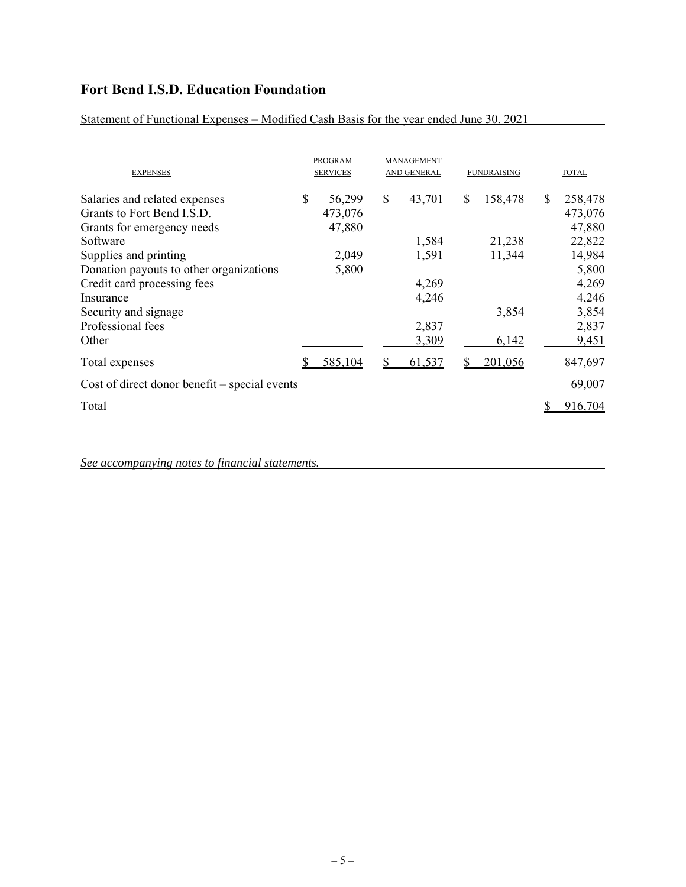# Fort Bend I.S.D. Education Foundation

Statement of Functional Expenses – Modified Cash Basis for the year ended June 30, 2021

| EXPENSES | PROGRAM SERVICES | MANAGEMENT AND GENERAL | FUNDRAISING | TOTAL |
|---|---|---|---|---|
| Salaries and related expenses | $ 56,299 | $ 43,701 | $ 158,478 | $ 258,478 |
| Grants to Fort Bend I.S.D. | 473,076 | | | 473,076 |
| Grants for emergency needs | 47,880 | | | 47,880 |
| Software | | 1,584 | 21,238 | 22,822 |
| Supplies and printing | 2,049 | 1,591 | 11,344 | 14,984 |
| Donation payouts to other organizations | 5,800 | | | 5,800 |
| Credit card processing fees | | 4,269 | | 4,269 |
| Insurance | | 4,246 | | 4,246 |
| Security and signage | | | 3,854 | 3,854 |
| Professional fees | | 2,837 | | 2,837 |
| Other | | 3,309 | 6,142 | 9,451 |
| Total expenses | $ 585,104 | $ 61,537 | $ 201,056 | 847,697 |
| Cost of direct donor benefit – special events | | | | 69,007 |
| Total | | | | $ 916,704 |

*See accompanying notes to financial statements.*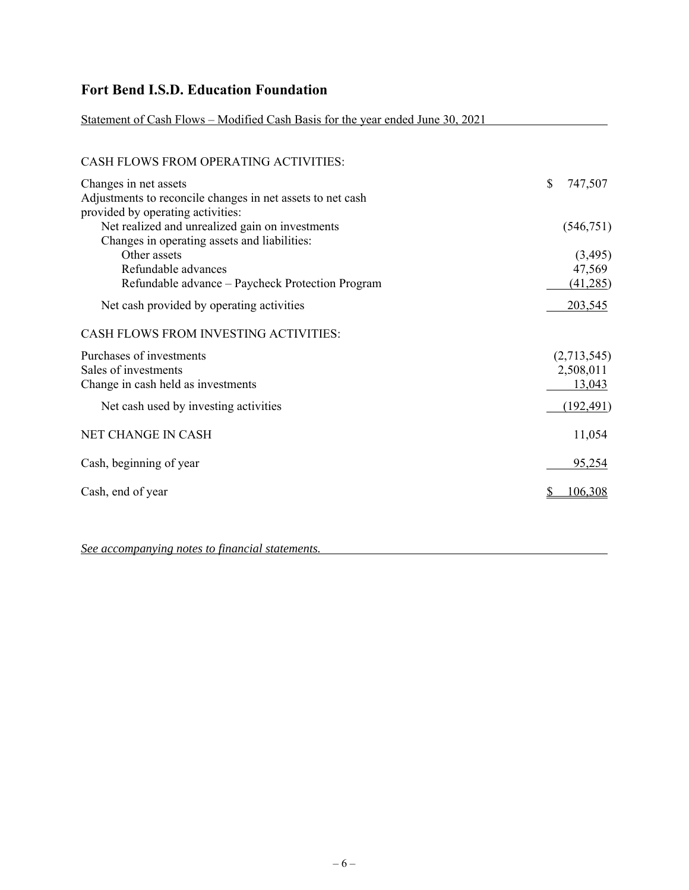# Fort Bend I.S.D. Education Foundation

Statement of Cash Flows – Modified Cash Basis for the year ended June 30, 2021

| | |
|---|---|
| CASH FLOWS FROM OPERATING ACTIVITIES: | |
| Changes in net assets | $ 747,507 |
| Adjustments to reconcile changes in net assets to net cash provided by operating activities: | |
| Net realized and unrealized gain on investments | (546,751) |
| Changes in operating assets and liabilities: | |
| Other assets | (3,495) |
| Refundable advances | 47,569 |
| Refundable advance – Paycheck Protection Program | (41,285) |
| Net cash provided by operating activities | 203,545 |
| CASH FLOWS FROM INVESTING ACTIVITIES: | |
| Purchases of investments | (2,713,545) |
| Sales of investments | 2,508,011 |
| Change in cash held as investments | 13,043 |
| Net cash used by investing activities | (192,491) |
| NET CHANGE IN CASH | 11,054 |
| Cash, beginning of year | 95,254 |
| Cash, end of year | $ 106,308 |

*See accompanying notes to financial statements.*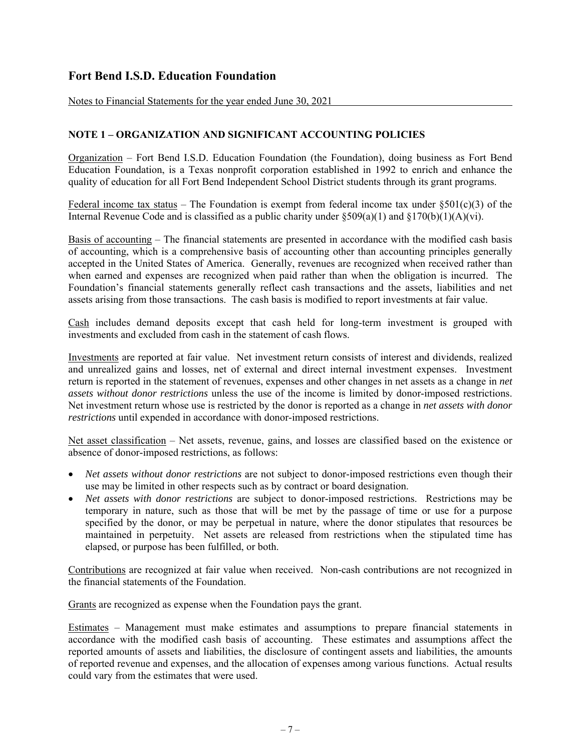# Fort Bend I.S.D. Education Foundation

Notes to Financial Statements for the year ended June 30, 2021

## NOTE 1 – ORGANIZATION AND SIGNIFICANT ACCOUNTING POLICIES

Organization – Fort Bend I.S.D. Education Foundation (the Foundation), doing business as Fort Bend Education Foundation, is a Texas nonprofit corporation established in 1992 to enrich and enhance the quality of education for all Fort Bend Independent School District students through its grant programs.

Federal income tax status – The Foundation is exempt from federal income tax under §501(c)(3) of the Internal Revenue Code and is classified as a public charity under §509(a)(1) and §170(b)(1)(A)(vi).

Basis of accounting – The financial statements are presented in accordance with the modified cash basis of accounting, which is a comprehensive basis of accounting other than accounting principles generally accepted in the United States of America. Generally, revenues are recognized when received rather than when earned and expenses are recognized when paid rather than when the obligation is incurred. The Foundation's financial statements generally reflect cash transactions and the assets, liabilities and net assets arising from those transactions. The cash basis is modified to report investments at fair value.

Cash includes demand deposits except that cash held for long-term investment is grouped with investments and excluded from cash in the statement of cash flows.

Investments are reported at fair value. Net investment return consists of interest and dividends, realized and unrealized gains and losses, net of external and direct internal investment expenses. Investment return is reported in the statement of revenues, expenses and other changes in net assets as a change in *net assets without donor restrictions* unless the use of the income is limited by donor-imposed restrictions. Net investment return whose use is restricted by the donor is reported as a change in *net assets with donor restrictions* until expended in accordance with donor-imposed restrictions.

Net asset classification – Net assets, revenue, gains, and losses are classified based on the existence or absence of donor-imposed restrictions, as follows:

- *Net assets without donor restrictions* are not subject to donor-imposed restrictions even though their use may be limited in other respects such as by contract or board designation.
- *Net assets with donor restrictions* are subject to donor-imposed restrictions. Restrictions may be temporary in nature, such as those that will be met by the passage of time or use for a purpose specified by the donor, or may be perpetual in nature, where the donor stipulates that resources be maintained in perpetuity. Net assets are released from restrictions when the stipulated time has elapsed, or purpose has been fulfilled, or both.

Contributions are recognized at fair value when received. Non-cash contributions are not recognized in the financial statements of the Foundation.

Grants are recognized as expense when the Foundation pays the grant.

Estimates – Management must make estimates and assumptions to prepare financial statements in accordance with the modified cash basis of accounting. These estimates and assumptions affect the reported amounts of assets and liabilities, the disclosure of contingent assets and liabilities, the amounts of reported revenue and expenses, and the allocation of expenses among various functions. Actual results could vary from the estimates that were used.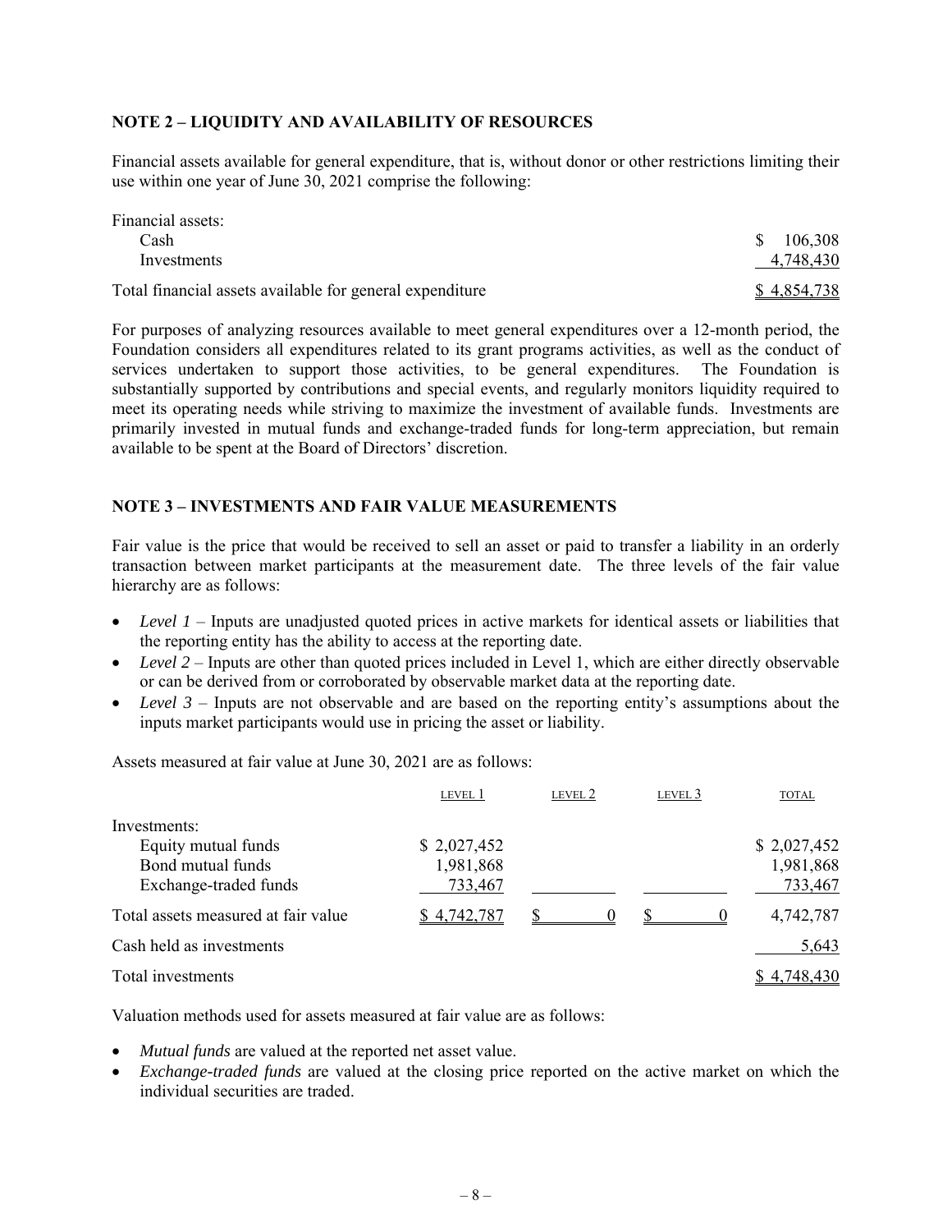## NOTE 2 – LIQUIDITY AND AVAILABILITY OF RESOURCES

Financial assets available for general expenditure, that is, without donor or other restrictions limiting their use within one year of June 30, 2021 comprise the following:

| | |
|---|---|
| Financial assets: | |
| Cash | $ 106,308 |
| Investments | 4,748,430 |
| Total financial assets available for general expenditure | $ 4,854,738 |

For purposes of analyzing resources available to meet general expenditures over a 12-month period, the Foundation considers all expenditures related to its grant programs activities, as well as the conduct of services undertaken to support those activities, to be general expenditures. The Foundation is substantially supported by contributions and special events, and regularly monitors liquidity required to meet its operating needs while striving to maximize the investment of available funds. Investments are primarily invested in mutual funds and exchange-traded funds for long-term appreciation, but remain available to be spent at the Board of Directors' discretion.

## NOTE 3 – INVESTMENTS AND FAIR VALUE MEASUREMENTS

Fair value is the price that would be received to sell an asset or paid to transfer a liability in an orderly transaction between market participants at the measurement date. The three levels of the fair value hierarchy are as follows:

- *Level 1* – Inputs are unadjusted quoted prices in active markets for identical assets or liabilities that the reporting entity has the ability to access at the reporting date.
- *Level 2* – Inputs are other than quoted prices included in Level 1, which are either directly observable or can be derived from or corroborated by observable market data at the reporting date.
- *Level 3* – Inputs are not observable and are based on the reporting entity's assumptions about the inputs market participants would use in pricing the asset or liability.

Assets measured at fair value at June 30, 2021 are as follows:

| | LEVEL 1 | LEVEL 2 | LEVEL 3 | TOTAL |
|---|---|---|---|---|
| Investments: | | | | |
| Equity mutual funds | $ 2,027,452 | | | $ 2,027,452 |
| Bond mutual funds | 1,981,868 | | | 1,981,868 |
| Exchange-traded funds | 733,467 | | | 733,467 |
| Total assets measured at fair value | $ 4,742,787 | $ 0 | $ 0 | 4,742,787 |
| Cash held as investments | | | | 5,643 |
| Total investments | | | | $ 4,748,430 |

Valuation methods used for assets measured at fair value are as follows:

- *Mutual funds* are valued at the reported net asset value.
- *Exchange-traded funds* are valued at the closing price reported on the active market on which the individual securities are traded.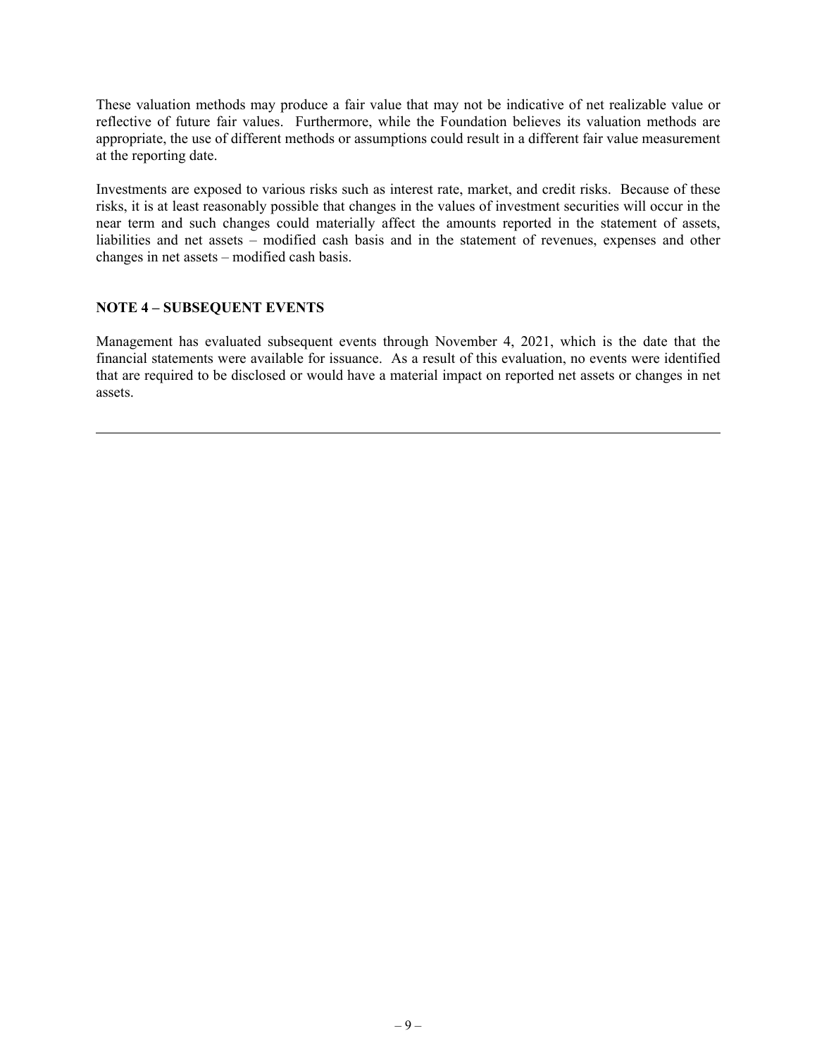These valuation methods may produce a fair value that may not be indicative of net realizable value or reflective of future fair values. Furthermore, while the Foundation believes its valuation methods are appropriate, the use of different methods or assumptions could result in a different fair value measurement at the reporting date.

Investments are exposed to various risks such as interest rate, market, and credit risks. Because of these risks, it is at least reasonably possible that changes in the values of investment securities will occur in the near term and such changes could materially affect the amounts reported in the statement of assets, liabilities and net assets – modified cash basis and in the statement of revenues, expenses and other changes in net assets – modified cash basis.

**NOTE 4 – SUBSEQUENT EVENTS**

Management has evaluated subsequent events through November 4, 2021, which is the date that the financial statements were available for issuance. As a result of this evaluation, no events were identified that are required to be disclosed or would have a material impact on reported net assets or changes in net assets.

---